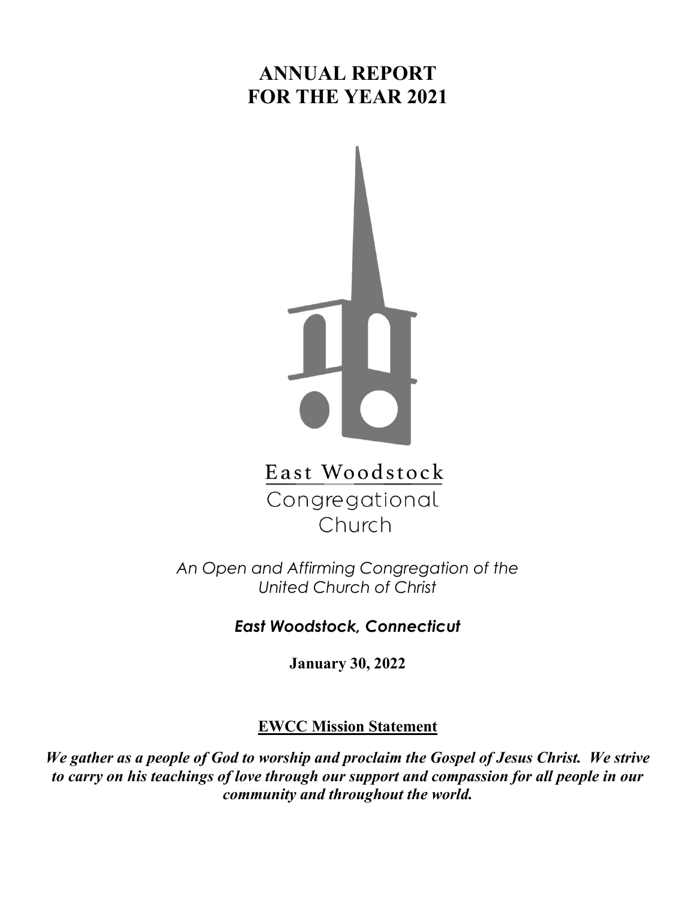# ANNUAL REPORT
# FOR THE YEAR 2021

East Woodstock
Congregational
Church

*An Open and Affirming Congregation of the United Church of Christ*

***East Woodstock, Connecticut***

**January 30, 2022**

## EWCC Mission Statement

***We gather as a people of God to worship and proclaim the Gospel of Jesus Christ. We strive to carry on his teachings of love through our support and compassion for all people in our community and throughout the world.***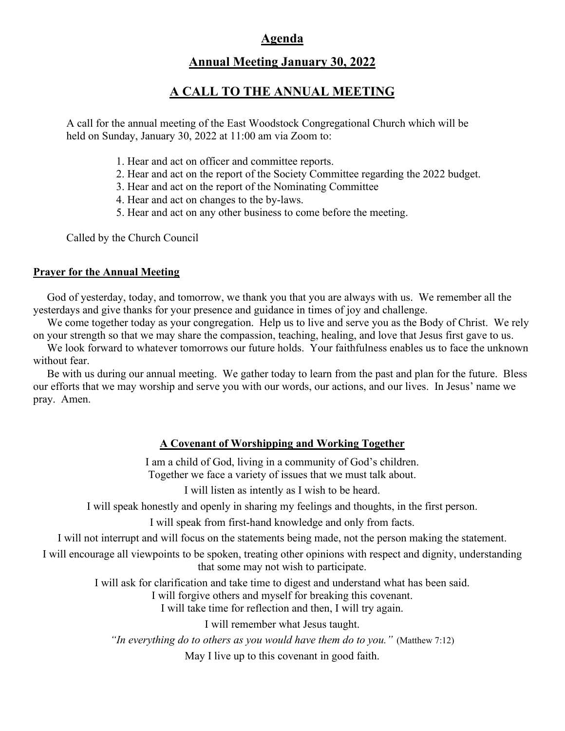# Agenda

## Annual Meeting January 30, 2022

## A CALL TO THE ANNUAL MEETING

A call for the annual meeting of the East Woodstock Congregational Church which will be held on Sunday, January 30, 2022 at 11:00 am via Zoom to:

1. Hear and act on officer and committee reports.
2. Hear and act on the report of the Society Committee regarding the 2022 budget.
3. Hear and act on the report of the Nominating Committee
4. Hear and act on changes to the by-laws.
5. Hear and act on any other business to come before the meeting.

Called by the Church Council

### Prayer for the Annual Meeting

God of yesterday, today, and tomorrow, we thank you that you are always with us. We remember all the yesterdays and give thanks for your presence and guidance in times of joy and challenge.

We come together today as your congregation. Help us to live and serve you as the Body of Christ. We rely on your strength so that we may share the compassion, teaching, healing, and love that Jesus first gave to us.

We look forward to whatever tomorrows our future holds. Your faithfulness enables us to face the unknown without fear.

Be with us during our annual meeting. We gather today to learn from the past and plan for the future. Bless our efforts that we may worship and serve you with our words, our actions, and our lives. In Jesus' name we pray. Amen.

### A Covenant of Worshipping and Working Together

I am a child of God, living in a community of God's children.
Together we face a variety of issues that we must talk about.

I will listen as intently as I wish to be heard.

I will speak honestly and openly in sharing my feelings and thoughts, in the first person.

I will speak from first-hand knowledge and only from facts.

I will not interrupt and will focus on the statements being made, not the person making the statement.

I will encourage all viewpoints to be spoken, treating other opinions with respect and dignity, understanding that some may not wish to participate.

I will ask for clarification and take time to digest and understand what has been said.
I will forgive others and myself for breaking this covenant.
I will take time for reflection and then, I will try again.

I will remember what Jesus taught.

*"In everything do to others as you would have them do to you."* (Matthew 7:12)

May I live up to this covenant in good faith.